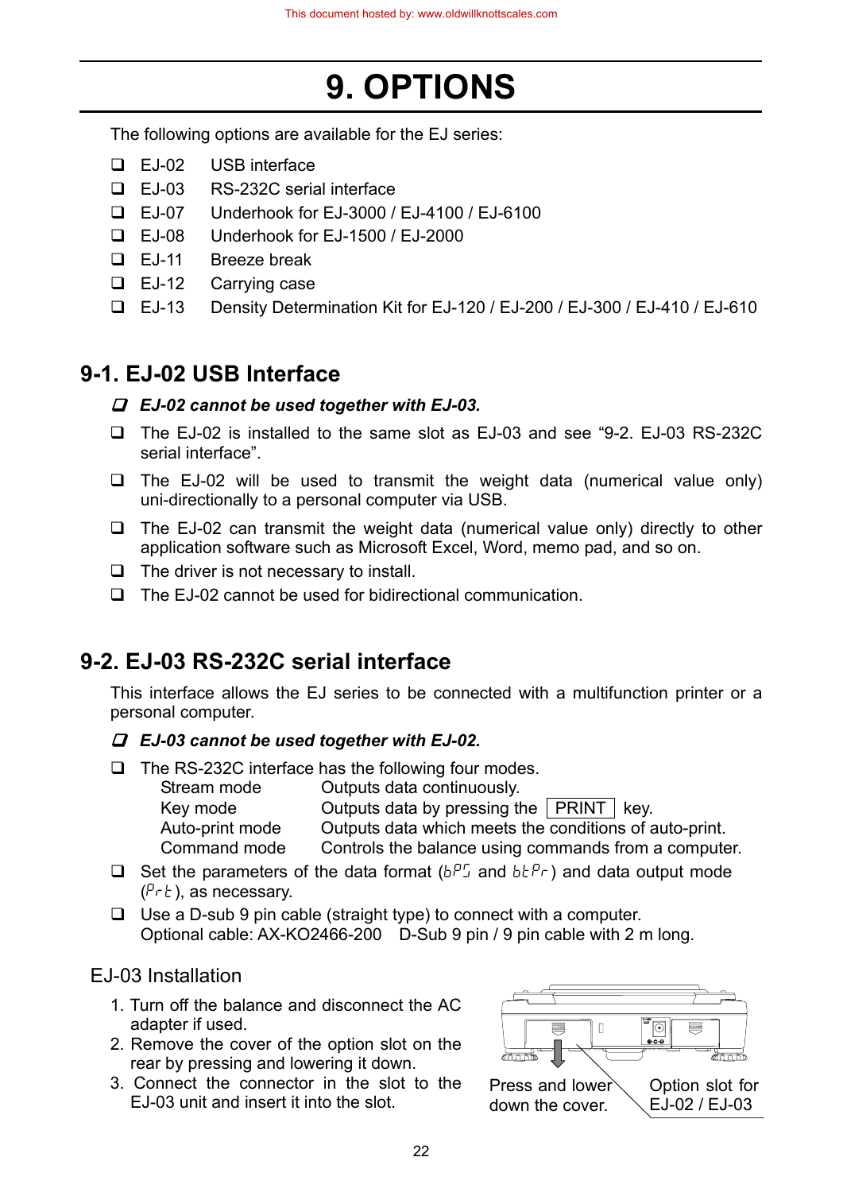# 9. OPTIONS

The following options are available for the EJ series:

- ❑ EJ-02 USB interface
- ❑ EJ-03 RS-232C serial interface
- ❑ EJ-07 Underhook for EJ-3000 / EJ-4100 / EJ-6100
- ❑ EJ-08 Underhook for EJ-1500 / EJ-2000
- ❑ EJ-11 Breeze break
- ❑ EJ-12 Carrying case
- ❑ EJ-13 Density Determination Kit for EJ-120 / EJ-200 / EJ-300 / EJ-410 / EJ-610

## 9-1. EJ-02 USB Interface

***EJ-02 cannot be used together with EJ-03.***

- ❑ The EJ-02 is installed to the same slot as EJ-03 and see "9-2. EJ-03 RS-232C serial interface".
- ❑ The EJ-02 will be used to transmit the weight data (numerical value only) uni-directionally to a personal computer via USB.
- ❑ The EJ-02 can transmit the weight data (numerical value only) directly to other application software such as Microsoft Excel, Word, memo pad, and so on.
- ❑ The driver is not necessary to install.
- ❑ The EJ-02 cannot be used for bidirectional communication.

## 9-2. EJ-03 RS-232C serial interface

This interface allows the EJ series to be connected with a multifunction printer or a personal computer.

***EJ-03 cannot be used together with EJ-02.***

- ❑ The RS-232C interface has the following four modes.

| | |
|---|---|
| Stream mode | Outputs data continuously. |
| Key mode | Outputs data by pressing the PRINT key. |
| Auto-print mode | Outputs data which meets the conditions of auto-print. |
| Command mode | Controls the balance using commands from a computer. |

- ❑ Set the parameters of the data format (bPS and btPr) and data output mode (Prt), as necessary.
- ❑ Use a D-sub 9 pin cable (straight type) to connect with a computer.
  Optional cable: AX-KO2466-200 D-Sub 9 pin / 9 pin cable with 2 m long.

### EJ-03 Installation

1. Turn off the balance and disconnect the AC adapter if used.
2. Remove the cover of the option slot on the rear by pressing and lowering it down.
3. Connect the connector in the slot to the EJ-03 unit and insert it into the slot.

Press and lower down the cover.

Option slot for EJ-02 / EJ-03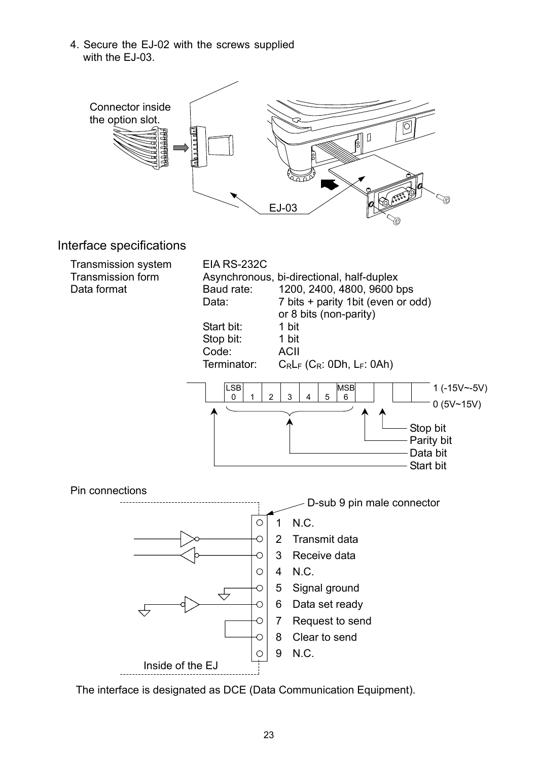4. Secure the EJ-02 with the screws supplied with the EJ-03.

Connector inside the option slot.

EJ-03

## Interface specifications

| | | |
|---|---|---|
| Transmission system | EIA RS-232C | |
| Transmission form | Asynchronous, bi-directional, half-duplex | |
| Data format | Baud rate: | 1200, 2400, 4800, 9600 bps |
| | Data: | 7 bits + parity 1bit (even or odd) or 8 bits (non-parity) |
| | Start bit: | 1 bit |
| | Stop bit: | 1 bit |
| | Code: | ACII |
| | Terminator: | $C_R L_F$ ($C_R$: 0Dh, $L_F$: 0Ah) |

LSB 0 1 2 3 4 5 MSB 6

1 (-15V~-5V)

0 (5V~15V)

Stop bit
Parity bit
Data bit
Start bit

Pin connections

D-sub 9 pin male connector

1 N.C.
2 Transmit data
3 Receive data
4 N.C.
5 Signal ground
6 Data set ready
7 Request to send
8 Clear to send
9 N.C.

Inside of the EJ

The interface is designated as DCE (Data Communication Equipment).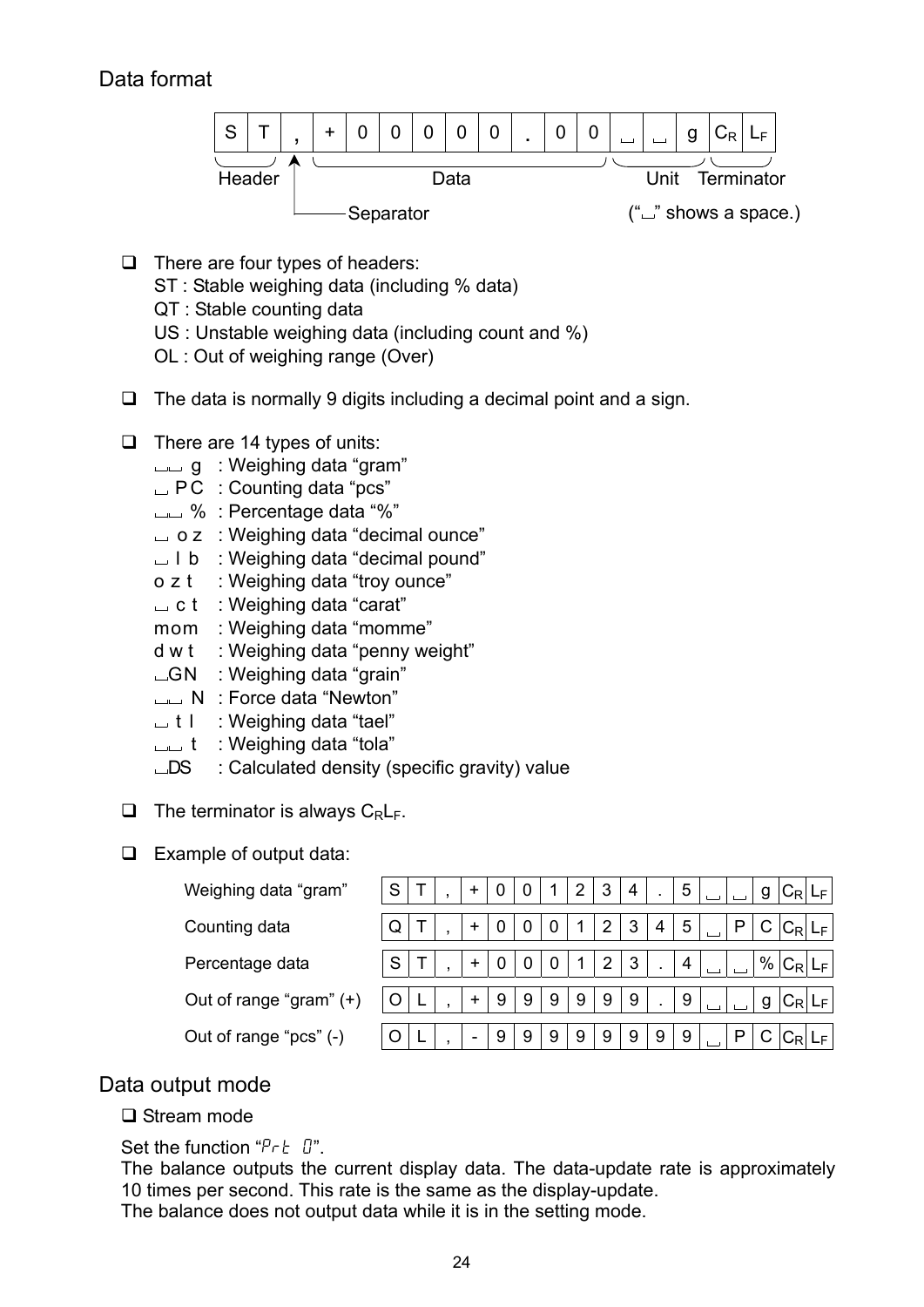## Data format

| S | T | , | + | 0 | 0 | 0 | 0 | 0 | . | 0 | 0 | ␣ | ␣ | g | $C_R$ | $L_F$ |
|---|---|---|---|---|---|---|---|---|---|---|---|---|---|---|---|---|

Header (S T), Separator (,), Data (+00000.00), Unit (␣␣g), Terminator ($C_R L_F$)

("␣" shows a space.)

- There are four types of headers:
  ST : Stable weighing data (including % data)
  QT : Stable counting data
  US : Unstable weighing data (including count and %)
  OL : Out of weighing range (Over)

- The data is normally 9 digits including a decimal point and a sign.

- There are 14 types of units:
  ␣␣ g : Weighing data "gram"
  ␣ PC : Counting data "pcs"
  ␣␣ % : Percentage data "%"
  ␣ oz : Weighing data "decimal ounce"
  ␣ lb : Weighing data "decimal pound"
  ozt : Weighing data "troy ounce"
  ␣ ct : Weighing data "carat"
  mom : Weighing data "momme"
  dwt : Weighing data "penny weight"
  ␣GN : Weighing data "grain"
  ␣␣ N : Force data "Newton"
  ␣ tl : Weighing data "tael"
  ␣␣ t : Weighing data "tola"
  ␣DS : Calculated density (specific gravity) value

- The terminator is always $C_R L_F$.

- Example of output data:

| | | | | | | | | | | | | | | | | |
|---|---|---|---|---|---|---|---|---|---|---|---|---|---|---|---|---|
| Weighing data "gram" | S | T | , | + | 0 | 0 | 1 | 2 | 3 | 4 | . | 5 | ␣ | ␣ | g | $C_R$ $L_F$ |
| Counting data | Q | T | , | + | 0 | 0 | 0 | 1 | 2 | 3 | 4 | 5 | ␣ | P | C | $C_R$ $L_F$ |
| Percentage data | S | T | , | + | 0 | 0 | 0 | 1 | 2 | 3 | . | 4 | ␣ | ␣ | % | $C_R$ $L_F$ |
| Out of range "gram" (+) | O | L | , | + | 9 | 9 | 9 | 9 | 9 | 9 | . | 9 | ␣ | ␣ | g | $C_R$ $L_F$ |
| Out of range "pcs" (-) | O | L | , | - | 9 | 9 | 9 | 9 | 9 | 9 | 9 | 9 | ␣ | P | C | $C_R$ $L_F$ |

## Data output mode

- Stream mode

Set the function "Prt 0".
The balance outputs the current display data. The data-update rate is approximately 10 times per second. This rate is the same as the display-update.
The balance does not output data while it is in the setting mode.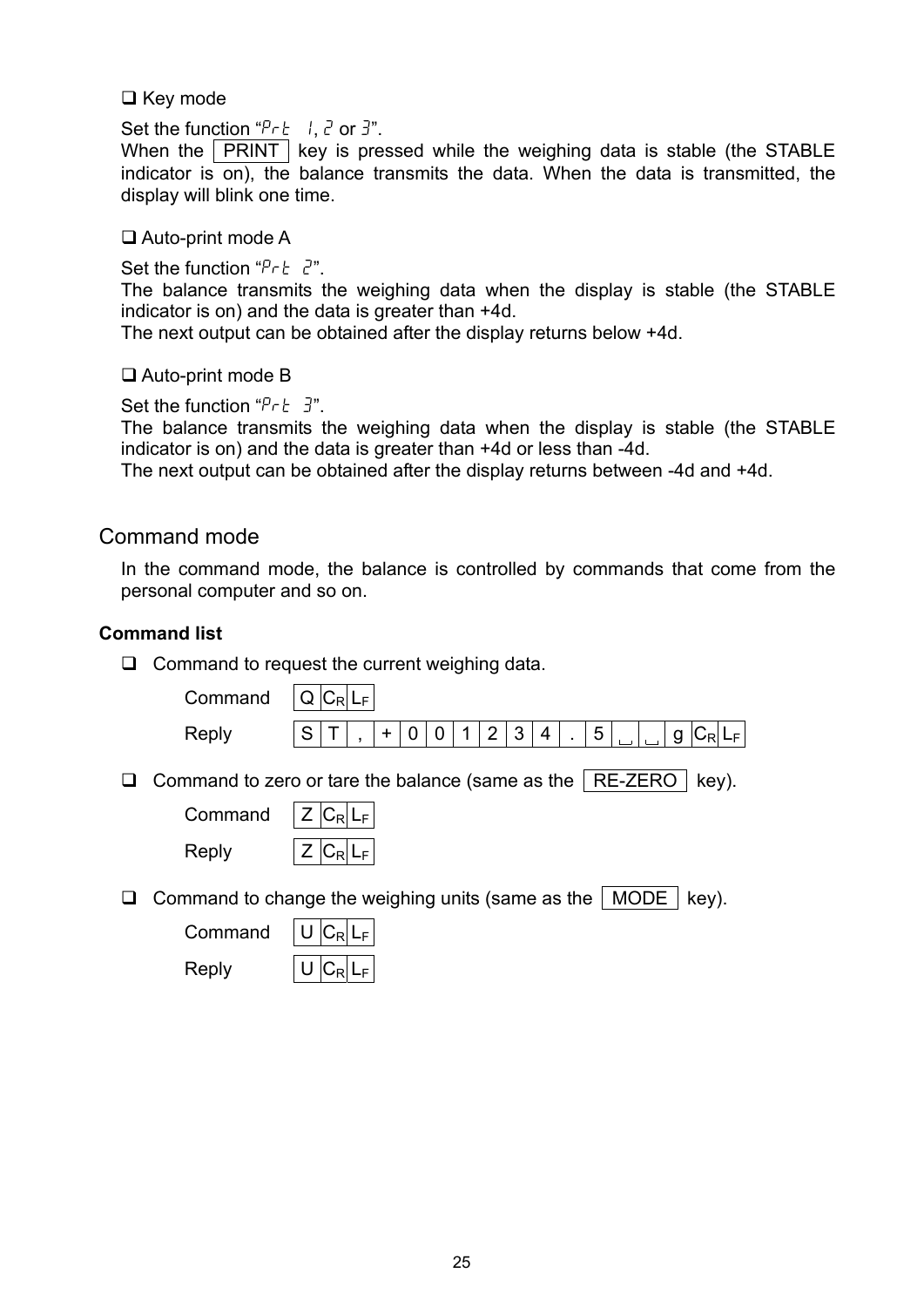❑ Key mode

Set the function "Prt 1, 2 or 3".
When the PRINT key is pressed while the weighing data is stable (the STABLE indicator is on), the balance transmits the data. When the data is transmitted, the display will blink one time.

❑ Auto-print mode A

Set the function "Prt 2".
The balance transmits the weighing data when the display is stable (the STABLE indicator is on) and the data is greater than +4d.
The next output can be obtained after the display returns below +4d.

❑ Auto-print mode B

Set the function "Prt 3".
The balance transmits the weighing data when the display is stable (the STABLE indicator is on) and the data is greater than +4d or less than -4d.
The next output can be obtained after the display returns between -4d and +4d.

## Command mode

In the command mode, the balance is controlled by commands that come from the personal computer and so on.

**Command list**

❑ Command to request the current weighing data.

Command `Q CR LF`

Reply `S T , + 0 0 1 2 3 4 . 5 ␣ ␣ g CR LF`

❑ Command to zero or tare the balance (same as the RE-ZERO key).

Command `Z CR LF`

Reply `Z CR LF`

❑ Command to change the weighing units (same as the MODE key).

Command `U CR LF`

Reply `U CR LF`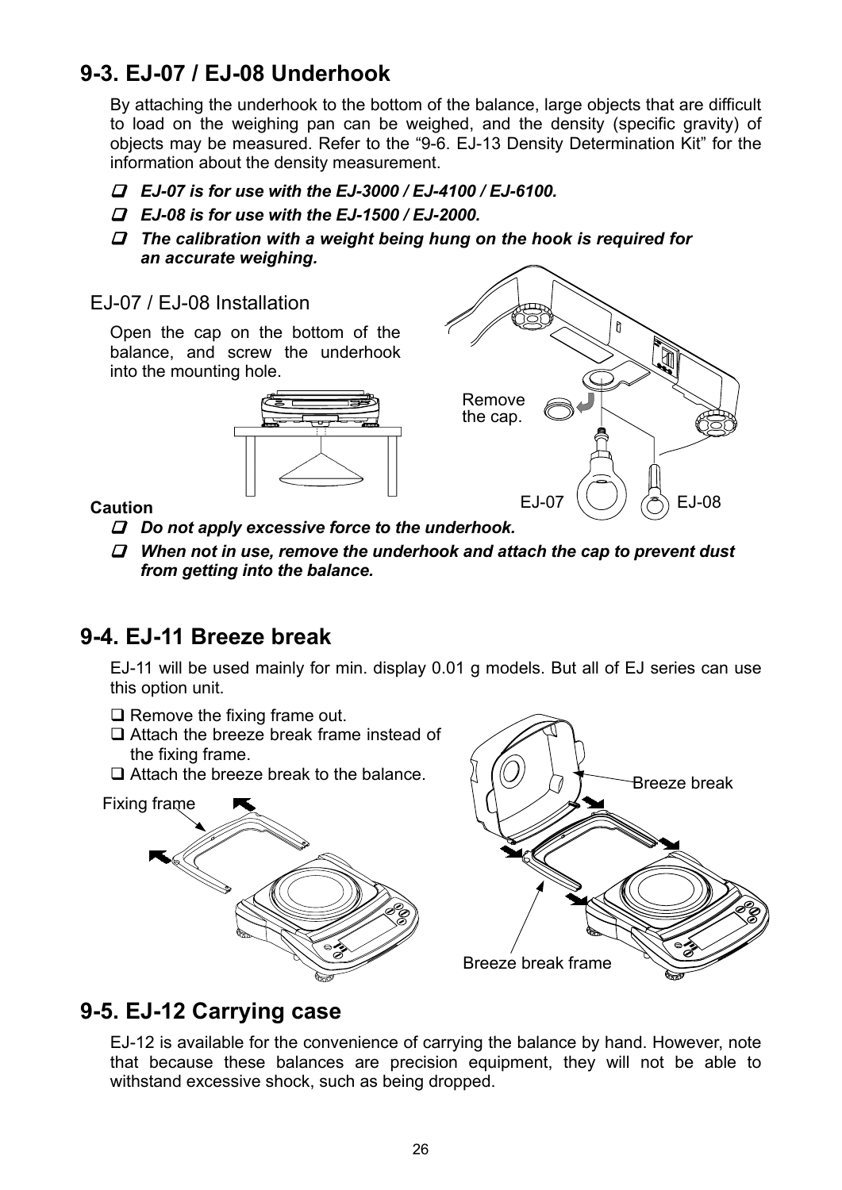## 9-3. EJ-07 / EJ-08 Underhook

By attaching the underhook to the bottom of the balance, large objects that are difficult to load on the weighing pan can be weighed, and the density (specific gravity) of objects may be measured. Refer to the "9-6. EJ-13 Density Determination Kit" for the information about the density measurement.

- ❑ ***EJ-07 is for use with the EJ-3000 / EJ-4100 / EJ-6100.***
- ❑ ***EJ-08 is for use with the EJ-1500 / EJ-2000.***
- ❑ ***The calibration with a weight being hung on the hook is required for an accurate weighing.***

### EJ-07 / EJ-08 Installation

Open the cap on the bottom of the balance, and screw the underhook into the mounting hole.

Remove the cap.

EJ-07 EJ-08

**Caution**

- ❑ ***Do not apply excessive force to the underhook.***
- ❑ ***When not in use, remove the underhook and attach the cap to prevent dust from getting into the balance.***

## 9-4. EJ-11 Breeze break

EJ-11 will be used mainly for min. display 0.01 g models. But all of EJ series can use this option unit.

- ❑ Remove the fixing frame out.
- ❑ Attach the breeze break frame instead of the fixing frame.
- ❑ Attach the breeze break to the balance.

Fixing frame

Breeze break

Breeze break frame

## 9-5. EJ-12 Carrying case

EJ-12 is available for the convenience of carrying the balance by hand. However, note that because these balances are precision equipment, they will not be able to withstand excessive shock, such as being dropped.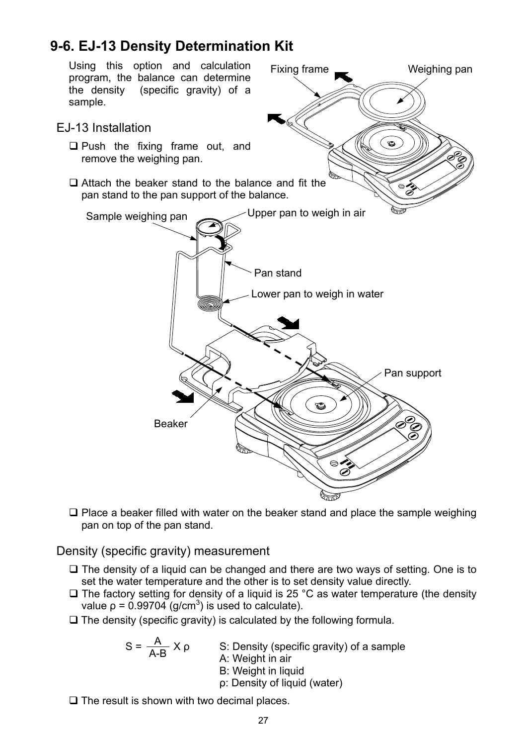## 9-6. EJ-13 Density Determination Kit

Using this option and calculation program, the balance can determine the density (specific gravity) of a sample.

### EJ-13 Installation

- ❑ Push the fixing frame out, and remove the weighing pan.
- ❑ Attach the beaker stand to the balance and fit the pan stand to the pan support of the balance.

Fixing frame
Weighing pan
Sample weighing pan
Upper pan to weigh in air
Pan stand
Lower pan to weigh in water
Pan support
Beaker

- ❑ Place a beaker filled with water on the beaker stand and place the sample weighing pan on top of the pan stand.

### Density (specific gravity) measurement

- ❑ The density of a liquid can be changed and there are two ways of setting. One is to set the water temperature and the other is to set density value directly.
- ❑ The factory setting for density of a liquid is 25 °C as water temperature (the density value $\rho$ = 0.99704 (g/cm$^3$) is used to calculate).
- ❑ The density (specific gravity) is calculated by the following formula.

$$S = \frac{A}{A-B} \times \rho$$

S: Density (specific gravity) of a sample
A: Weight in air
B: Weight in liquid
$\rho$: Density of liquid (water)

- ❑ The result is shown with two decimal places.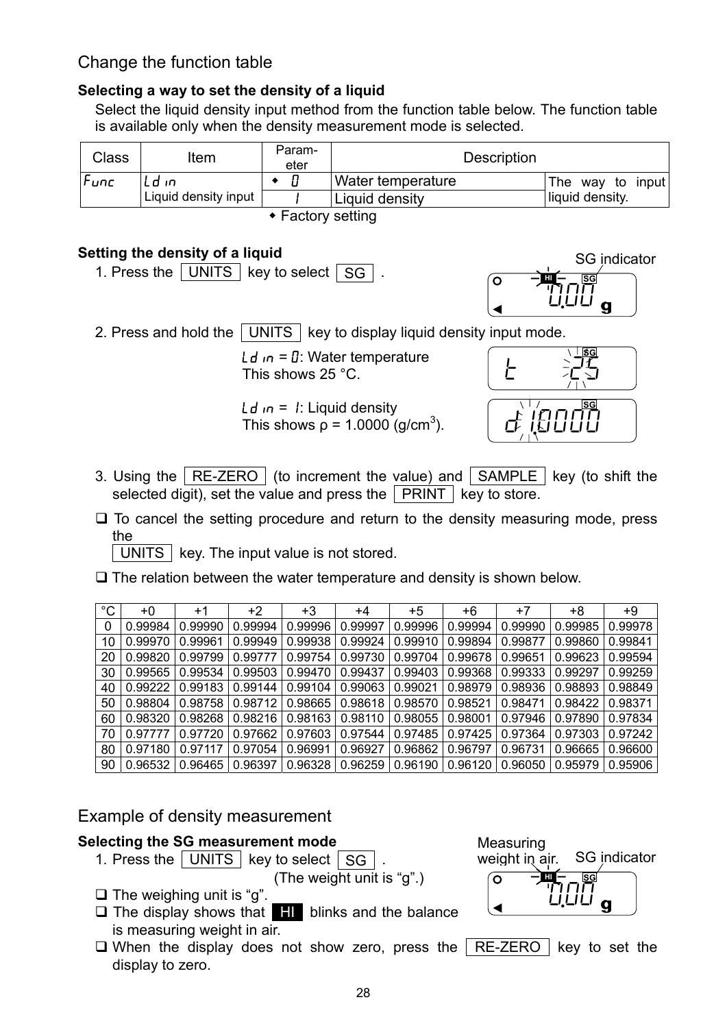## Change the function table

### Selecting a way to set the density of a liquid

Select the liquid density input method from the function table below. The function table is available only when the density measurement mode is selected.

| Class | Item | Parameter | Description | |
|---|---|---|---|---|
| Func | Ld in<br>Liquid density input | ◆ 0 | Water temperature | The way to input liquid density. |
| | | 1 | Liquid density | |

◆ Factory setting

### Setting the density of a liquid

1. Press the UNITS key to select SG .

   SG indicator

2. Press and hold the UNITS key to display liquid density input mode.

   Ld in = 0: Water temperature
   This shows 25 °C.

   Ld in = 1: Liquid density
   This shows ρ = 1.0000 (g/cm$^3$).

3. Using the RE-ZERO (to increment the value) and SAMPLE key (to shift the selected digit), set the value and press the PRINT key to store.

- ❑ To cancel the setting procedure and return to the density measuring mode, press the UNITS key. The input value is not stored.
- ❑ The relation between the water temperature and density is shown below.

| °C | +0 | +1 | +2 | +3 | +4 | +5 | +6 | +7 | +8 | +9 |
|---|---|---|---|---|---|---|---|---|---|---|
| 0 | 0.99984 | 0.99990 | 0.99994 | 0.99996 | 0.99997 | 0.99996 | 0.99994 | 0.99990 | 0.99985 | 0.99978 |
| 10 | 0.99970 | 0.99961 | 0.99949 | 0.99938 | 0.99924 | 0.99910 | 0.99894 | 0.99877 | 0.99860 | 0.99841 |
| 20 | 0.99820 | 0.99799 | 0.99777 | 0.99754 | 0.99730 | 0.99704 | 0.99678 | 0.99651 | 0.99623 | 0.99594 |
| 30 | 0.99565 | 0.99534 | 0.99503 | 0.99470 | 0.99437 | 0.99403 | 0.99368 | 0.99333 | 0.99297 | 0.99259 |
| 40 | 0.99222 | 0.99183 | 0.99144 | 0.99104 | 0.99063 | 0.99021 | 0.98979 | 0.98936 | 0.98893 | 0.98849 |
| 50 | 0.98804 | 0.98758 | 0.98712 | 0.98665 | 0.98618 | 0.98570 | 0.98521 | 0.98471 | 0.98422 | 0.98371 |
| 60 | 0.98320 | 0.98268 | 0.98216 | 0.98163 | 0.98110 | 0.98055 | 0.98001 | 0.97946 | 0.97890 | 0.97834 |
| 70 | 0.97777 | 0.97720 | 0.97662 | 0.97603 | 0.97544 | 0.97485 | 0.97425 | 0.97364 | 0.97303 | 0.97242 |
| 80 | 0.97180 | 0.97117 | 0.97054 | 0.96991 | 0.96927 | 0.96862 | 0.96797 | 0.96731 | 0.96665 | 0.96600 |
| 90 | 0.96532 | 0.96465 | 0.96397 | 0.96328 | 0.96259 | 0.96190 | 0.96120 | 0.96050 | 0.95979 | 0.95906 |

## Example of density measurement

### Selecting the SG measurement mode

1. Press the UNITS key to select SG .
   (The weight unit is "g".)

   Measuring weight in air. SG indicator

- ❑ The weighing unit is "g".
- ❑ The display shows that HI blinks and the balance is measuring weight in air.
- ❑ When the display does not show zero, press the RE-ZERO key to set the display to zero.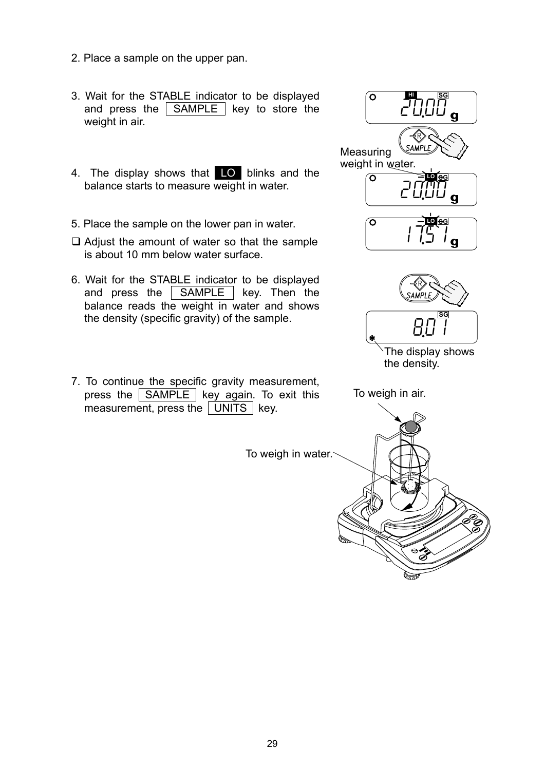2. Place a sample on the upper pan.

3. Wait for the STABLE indicator to be displayed and press the SAMPLE key to store the weight in air.

4. The display shows that LO blinks and the balance starts to measure weight in water.

5. Place the sample on the lower pan in water.

- ❑ Adjust the amount of water so that the sample is about 10 mm below water surface.

6. Wait for the STABLE indicator to be displayed and press the SAMPLE key. Then the balance reads the weight in water and shows the density (specific gravity) of the sample.

7. To continue the specific gravity measurement, press the SAMPLE key again. To exit this measurement, press the UNITS key.

Measuring weight in water.

The display shows the density.

To weigh in air.

To weigh in water.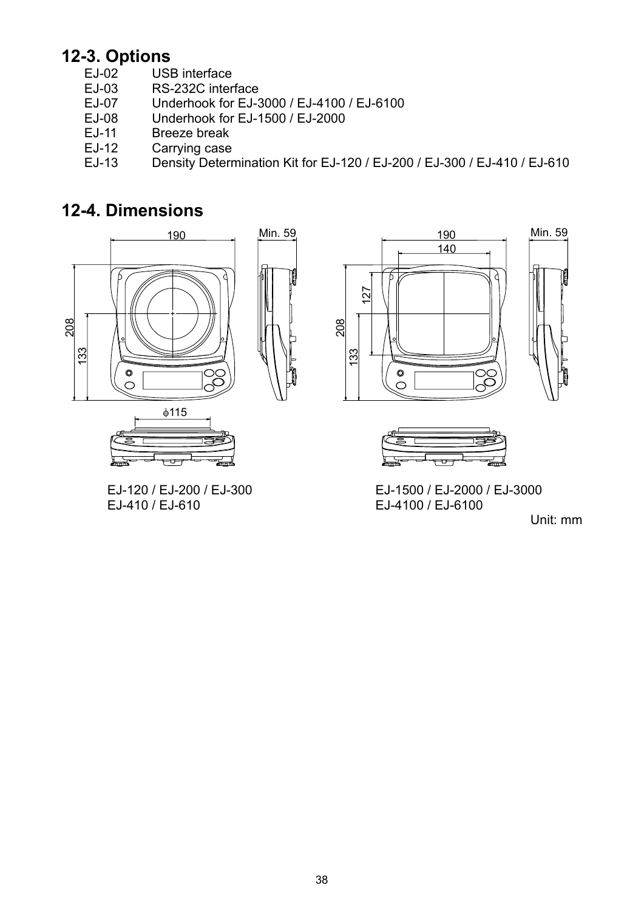## 12-3. Options

| | |
|---|---|
| EJ-02 | USB interface |
| EJ-03 | RS-232C interface |
| EJ-07 | Underhook for EJ-3000 / EJ-4100 / EJ-6100 |
| EJ-08 | Underhook for EJ-1500 / EJ-2000 |
| EJ-11 | Breeze break |
| EJ-12 | Carrying case |
| EJ-13 | Density Determination Kit for EJ-120 / EJ-200 / EJ-300 / EJ-410 / EJ-610 |

## 12-4. Dimensions

190
Min. 59
208
133
$\phi$115

EJ-120 / EJ-200 / EJ-300
EJ-410 / EJ-610

190
140
Min. 59
127
208
133

EJ-1500 / EJ-2000 / EJ-3000
EJ-4100 / EJ-6100

Unit: mm